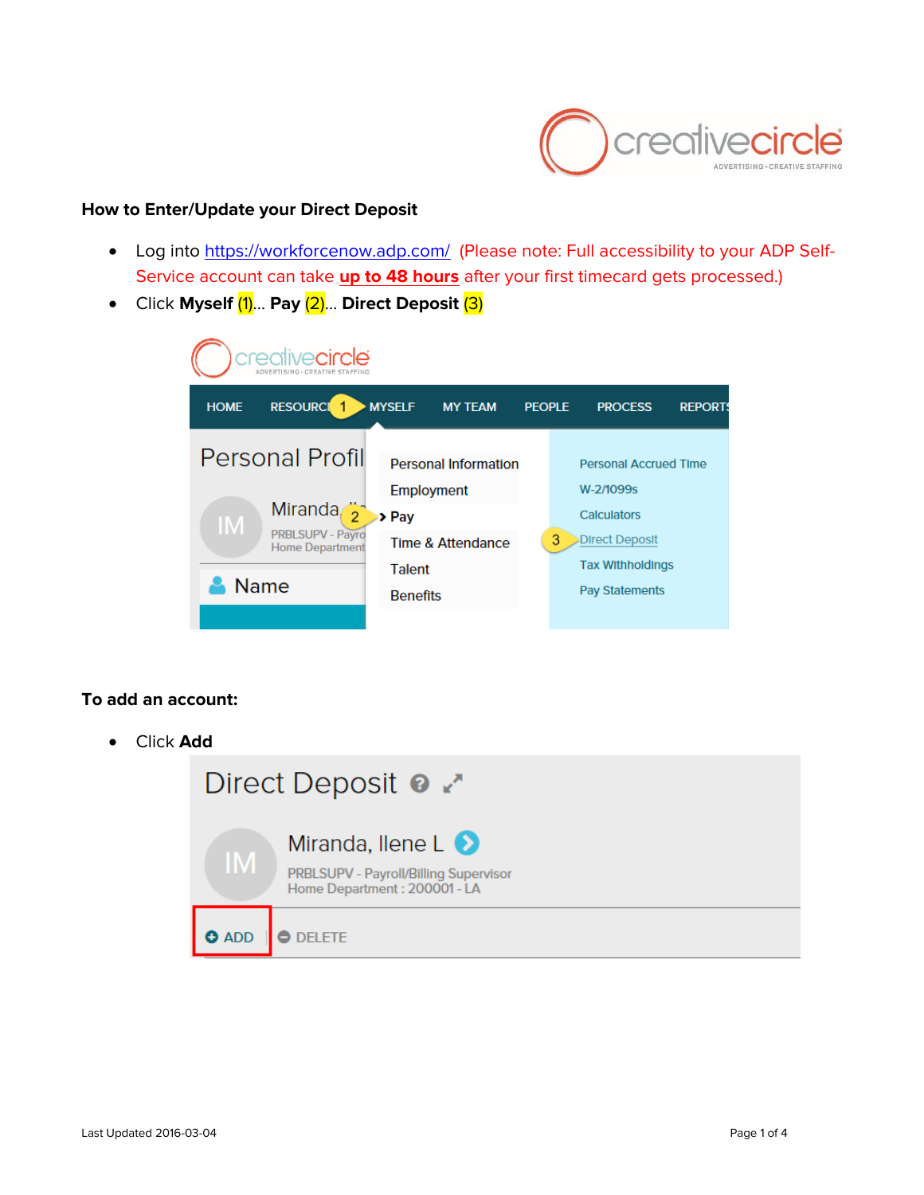**How to Enter/Update your Direct Deposit**

- Log into https://workforcenow.adp.com/ (Please note: Full accessibility to your ADP Self-Service account can take **up to 48 hours** after your first timecard gets processed.)
- Click **Myself** (1)… **Pay** (2)… **Direct Deposit** (3)

**To add an account:**

- Click **Add**

Last Updated 2016-03-04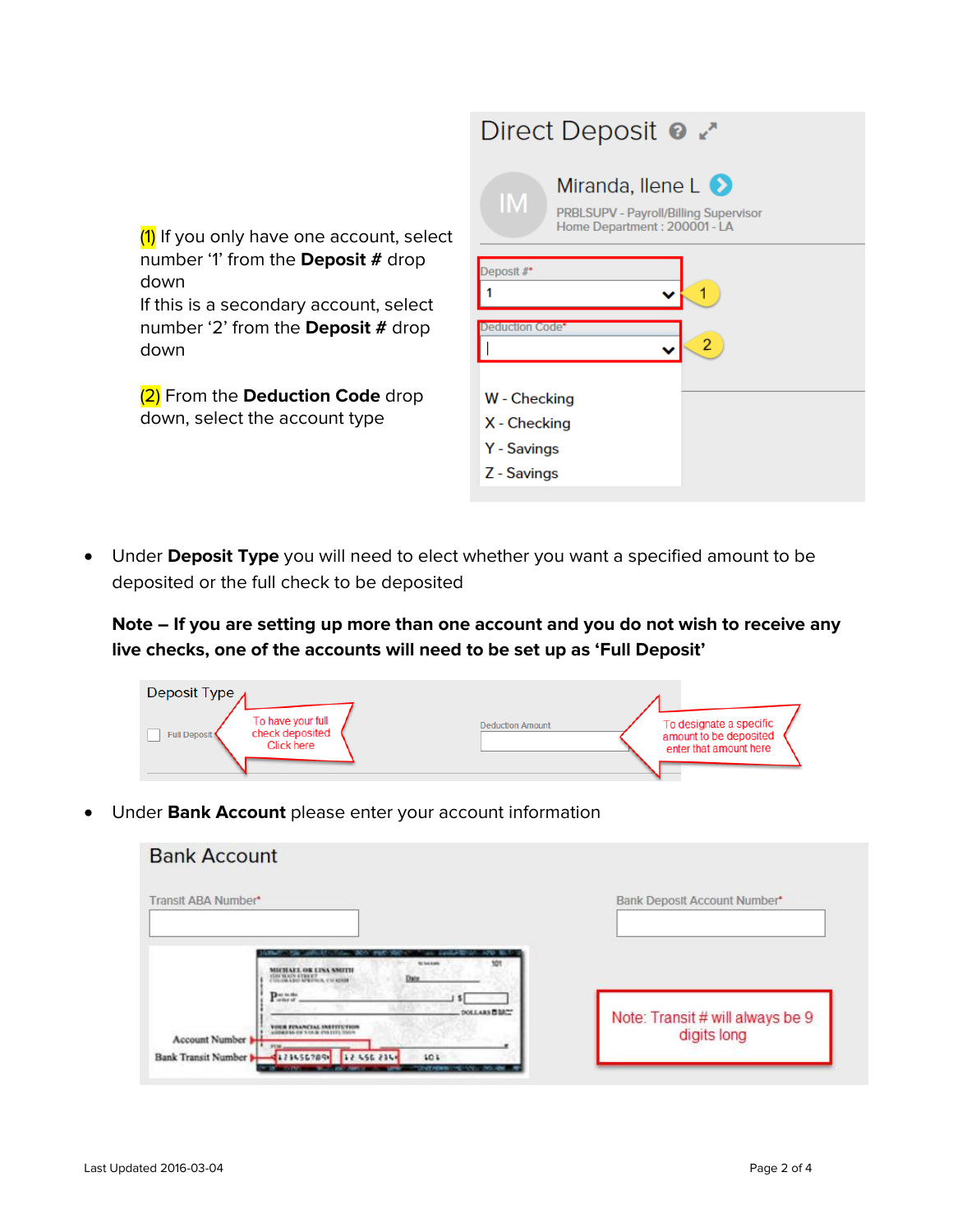(1) If you only have one account, select number '1' from the **Deposit #** drop down
If this is a secondary account, select number '2' from the **Deposit #** drop down

(2) From the **Deduction Code** drop down, select the account type

Direct Deposit

Miranda, Ilene L

PRBLSUPV - Payroll/Billing Supervisor
Home Department : 200001 - LA

Deposit #*

1

Deduction Code*

W - Checking
X - Checking
Y - Savings
Z - Savings

- Under **Deposit Type** you will need to elect whether you want a specified amount to be deposited or the full check to be deposited

**Note – If you are setting up more than one account and you do not wish to receive any live checks, one of the accounts will need to be set up as 'Full Deposit'**

Deposit Type

Full Deposit — To have your full check deposited Click here

Deduction Amount — To designate a specific amount to be deposited enter that amount here

- Under **Bank Account** please enter your account information

Bank Account

Transit ABA Number*

Bank Deposit Account Number*

Account Number

Bank Transit Number

Note: Transit # will always be 9 digits long

Last Updated 2016-03-04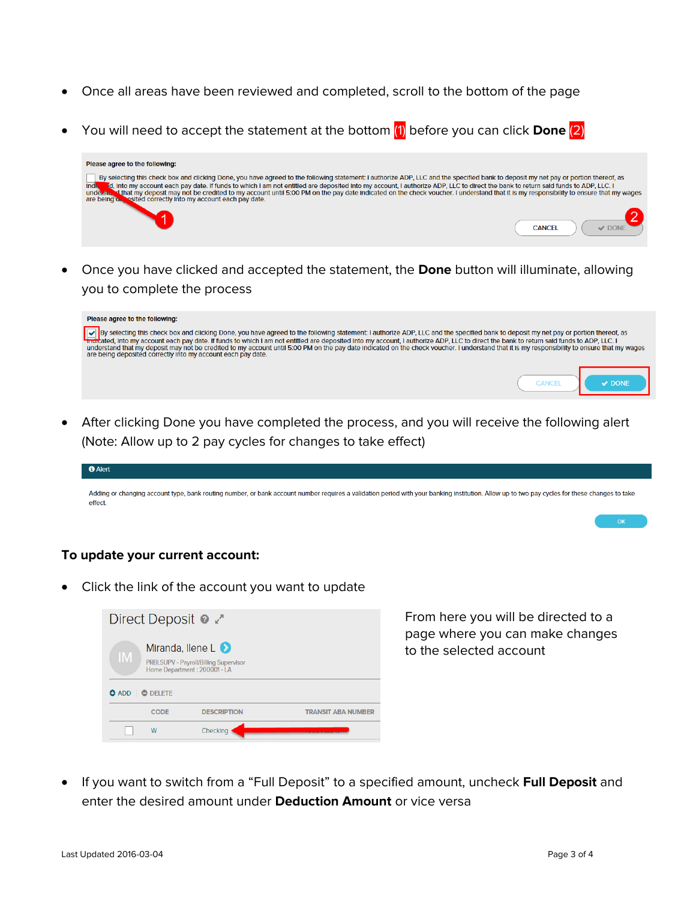- Once all areas have been reviewed and completed, scroll to the bottom of the page
- You will need to accept the statement at the bottom (1) before you can click **Done** (2)

Please agree to the following:

By selecting this check box and clicking Done, you have agreed to the following statement: I authorize ADP, LLC and the specified bank to deposit my net pay or portion thereof, as indicated, into my account each pay date. If funds to which I am not entitled are deposited into my account, I authorize ADP, LLC to direct the bank to return said funds to ADP, LLC. I understand that my deposit may not be credited to my account until 5:00 PM on the pay date indicated on the check voucher. I understand that it is my responsibility to ensure that my wages are being deposited correctly into my account each pay date.

CANCEL | DONE

- Once you have clicked and accepted the statement, the **Done** button will illuminate, allowing you to complete the process

Please agree to the following:

By selecting this check box and clicking Done, you have agreed to the following statement: I authorize ADP, LLC and the specified bank to deposit my net pay or portion thereof, as indicated, into my account each pay date. If funds to which I am not entitled are deposited into my account, I authorize ADP, LLC to direct the bank to return said funds to ADP, LLC. I understand that my deposit may not be credited to my account until 5:00 PM on the pay date indicated on the check voucher. I understand that it is my responsibility to ensure that my wages are being deposited correctly into my account each pay date.

CANCEL | DONE

- After clicking Done you have completed the process, and you will receive the following alert (Note: Allow up to 2 pay cycles for changes to take effect)

Alert

Adding or changing account type, bank routing number, or bank account number requires a validation period with your banking institution. Allow up to two pay cycles for these changes to take effect.

OK

**To update your current account:**

- Click the link of the account you want to update

Direct Deposit

Miranda, Ilene L

PRBLSUPV - Payroll/Billing Supervisor
Home Department : 200001 - LA

ADD | DELETE

| | CODE | DESCRIPTION | TRANSIT ABA NUMBER |
|---|---|---|---|
| ☐ | W | Checking | |

From here you will be directed to a page where you can make changes to the selected account

- If you want to switch from a "Full Deposit" to a specified amount, uncheck **Full Deposit** and enter the desired amount under **Deduction Amount** or vice versa

Last Updated 2016-03-04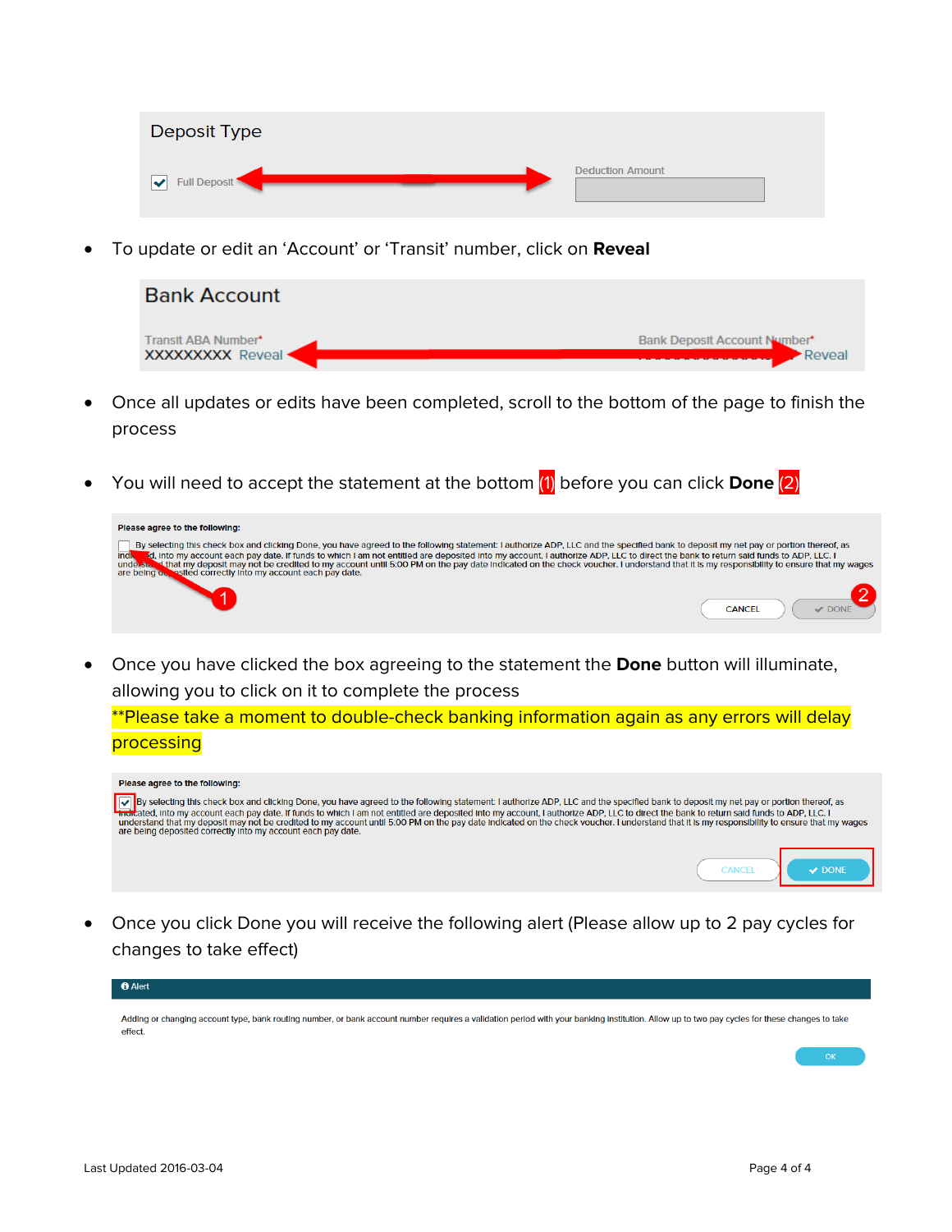Deposit Type

Full Deposit

Deduction Amount

- To update or edit an 'Account' or 'Transit' number, click on **Reveal**

Bank Account

Transit ABA Number* XXXXXXXXX Reveal

Bank Deposit Account Number* Reveal

- Once all updates or edits have been completed, scroll to the bottom of the page to finish the process

- You will need to accept the statement at the bottom (1) before you can click **Done** (2)

**Please agree to the following:**

By selecting this check box and clicking Done, you have agreed to the following statement: I authorize ADP, LLC and the specified bank to deposit my net pay or portion thereof, as indicated, into my account each pay date. If funds to which I am not entitled are deposited into my account, I authorize ADP, LLC to direct the bank to return said funds to ADP, LLC. I understand that my deposit may not be credited to my account until 5:00 PM on the pay date indicated on the check voucher. I understand that it is my responsibility to ensure that my wages are being deposited correctly into my account each pay date.

CANCEL DONE

- Once you have clicked the box agreeing to the statement the **Done** button will illuminate, allowing you to click on it to complete the process
  **Please take a moment to double-check banking information again as any errors will delay processing

**Please agree to the following:**

By selecting this check box and clicking Done, you have agreed to the following statement: I authorize ADP, LLC and the specified bank to deposit my net pay or portion thereof, as indicated, into my account each pay date. If funds to which I am not entitled are deposited into my account, I authorize ADP, LLC to direct the bank to return said funds to ADP, LLC. I understand that my deposit may not be credited to my account until 5:00 PM on the pay date indicated on the check voucher. I understand that it is my responsibility to ensure that my wages are being deposited correctly into my account each pay date.

CANCEL DONE

- Once you click Done you will receive the following alert (Please allow up to 2 pay cycles for changes to take effect)

Alert

Adding or changing account type, bank routing number, or bank account number requires a validation period with your banking institution. Allow up to two pay cycles for these changes to take effect.

OK

Last Updated 2016-03-04